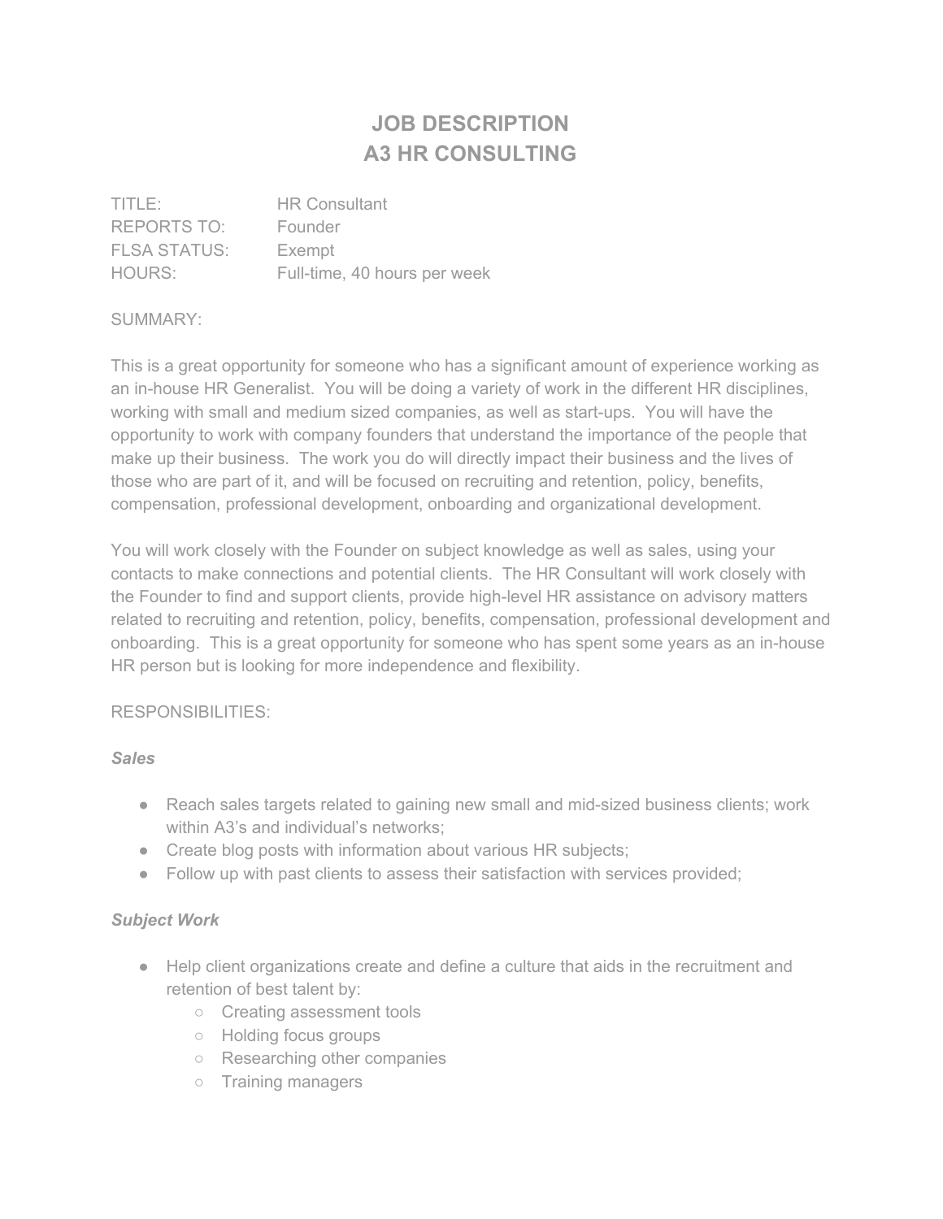# JOB DESCRIPTION
# A3 HR CONSULTING

TITLE: HR Consultant
REPORTS TO: Founder
FLSA STATUS: Exempt
HOURS: Full-time, 40 hours per week

SUMMARY:

This is a great opportunity for someone who has a significant amount of experience working as an in-house HR Generalist. You will be doing a variety of work in the different HR disciplines, working with small and medium sized companies, as well as start-ups. You will have the opportunity to work with company founders that understand the importance of the people that make up their business. The work you do will directly impact their business and the lives of those who are part of it, and will be focused on recruiting and retention, policy, benefits, compensation, professional development, onboarding and organizational development.

You will work closely with the Founder on subject knowledge as well as sales, using your contacts to make connections and potential clients. The HR Consultant will work closely with the Founder to find and support clients, provide high-level HR assistance on advisory matters related to recruiting and retention, policy, benefits, compensation, professional development and onboarding. This is a great opportunity for someone who has spent some years as an in-house HR person but is looking for more independence and flexibility.

RESPONSIBILITIES:

***Sales***

- Reach sales targets related to gaining new small and mid-sized business clients; work within A3's and individual's networks;
- Create blog posts with information about various HR subjects;
- Follow up with past clients to assess their satisfaction with services provided;

***Subject Work***

- Help client organizations create and define a culture that aids in the recruitment and retention of best talent by:
    - Creating assessment tools
    - Holding focus groups
    - Researching other companies
    - Training managers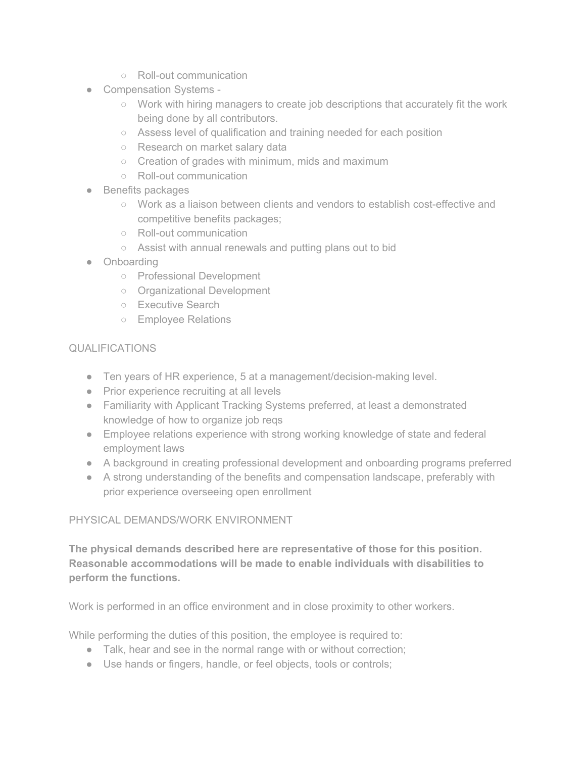- Roll-out communication
- Compensation Systems -
    - Work with hiring managers to create job descriptions that accurately fit the work being done by all contributors.
    - Assess level of qualification and training needed for each position
    - Research on market salary data
    - Creation of grades with minimum, mids and maximum
    - Roll-out communication
- Benefits packages
    - Work as a liaison between clients and vendors to establish cost-effective and competitive benefits packages;
    - Roll-out communication
    - Assist with annual renewals and putting plans out to bid
- Onboarding
    - Professional Development
    - Organizational Development
    - Executive Search
    - Employee Relations

## QUALIFICATIONS

- Ten years of HR experience, 5 at a management/decision-making level.
- Prior experience recruiting at all levels
- Familiarity with Applicant Tracking Systems preferred, at least a demonstrated knowledge of how to organize job reqs
- Employee relations experience with strong working knowledge of state and federal employment laws
- A background in creating professional development and onboarding programs preferred
- A strong understanding of the benefits and compensation landscape, preferably with prior experience overseeing open enrollment

## PHYSICAL DEMANDS/WORK ENVIRONMENT

**The physical demands described here are representative of those for this position. Reasonable accommodations will be made to enable individuals with disabilities to perform the functions.**

Work is performed in an office environment and in close proximity to other workers.

While performing the duties of this position, the employee is required to:

- Talk, hear and see in the normal range with or without correction;
- Use hands or fingers, handle, or feel objects, tools or controls;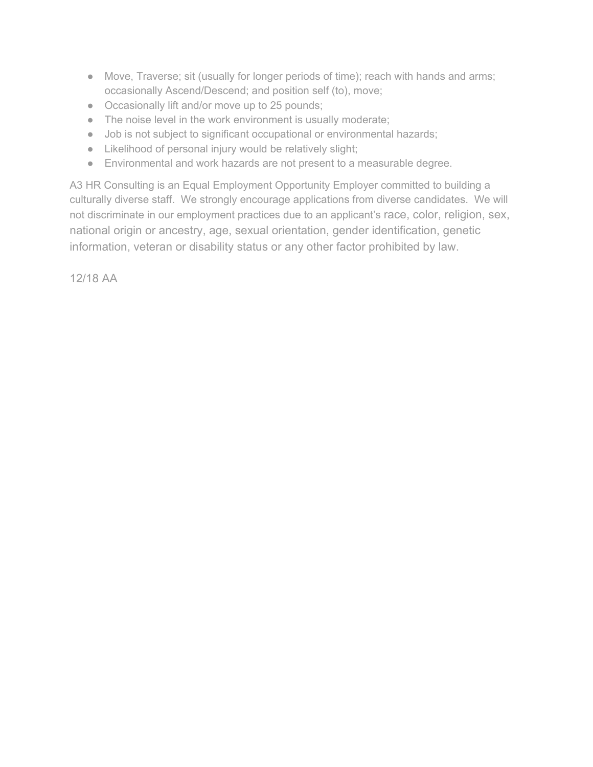- Move, Traverse; sit (usually for longer periods of time); reach with hands and arms; occasionally Ascend/Descend; and position self (to), move;
- Occasionally lift and/or move up to 25 pounds;
- The noise level in the work environment is usually moderate;
- Job is not subject to significant occupational or environmental hazards;
- Likelihood of personal injury would be relatively slight;
- Environmental and work hazards are not present to a measurable degree.

A3 HR Consulting is an Equal Employment Opportunity Employer committed to building a culturally diverse staff. We strongly encourage applications from diverse candidates. We will not discriminate in our employment practices due to an applicant's race, color, religion, sex, national origin or ancestry, age, sexual orientation, gender identification, genetic information, veteran or disability status or any other factor prohibited by law.

12/18 AA